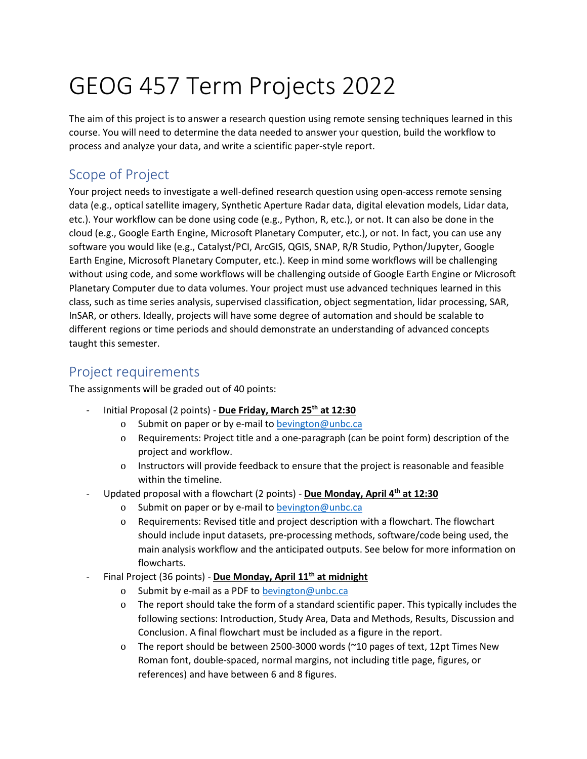# GEOG 457 Term Projects 2022

The aim of this project is to answer a research question using remote sensing techniques learned in this course. You will need to determine the data needed to answer your question, build the workflow to process and analyze your data, and write a scientific paper-style report.

## Scope of Project

Your project needs to investigate a well-defined research question using open-access remote sensing data (e.g., optical satellite imagery, Synthetic Aperture Radar data, digital elevation models, Lidar data, etc.). Your workflow can be done using code (e.g., Python, R, etc.), or not. It can also be done in the cloud (e.g., Google Earth Engine, Microsoft Planetary Computer, etc.), or not. In fact, you can use any software you would like (e.g., Catalyst/PCI, ArcGIS, QGIS, SNAP, R/R Studio, Python/Jupyter, Google Earth Engine, Microsoft Planetary Computer, etc.). Keep in mind some workflows will be challenging without using code, and some workflows will be challenging outside of Google Earth Engine or Microsoft Planetary Computer due to data volumes. Your project must use advanced techniques learned in this class, such as time series analysis, supervised classification, object segmentation, lidar processing, SAR, InSAR, or others. Ideally, projects will have some degree of automation and should be scalable to different regions or time periods and should demonstrate an understanding of advanced concepts taught this semester.

## Project requirements

The assignments will be graded out of 40 points:

- Initial Proposal (2 points) - **Due Friday, March 25th at 12:30**
  - Submit on paper or by e-mail to bevington@unbc.ca
  - Requirements: Project title and a one-paragraph (can be point form) description of the project and workflow.
  - Instructors will provide feedback to ensure that the project is reasonable and feasible within the timeline.
- Updated proposal with a flowchart (2 points) - **Due Monday, April 4th at 12:30**
  - Submit on paper or by e-mail to bevington@unbc.ca
  - Requirements: Revised title and project description with a flowchart. The flowchart should include input datasets, pre-processing methods, software/code being used, the main analysis workflow and the anticipated outputs. See below for more information on flowcharts.
- Final Project (36 points) - **Due Monday, April 11th at midnight**
  - Submit by e-mail as a PDF to bevington@unbc.ca
  - The report should take the form of a standard scientific paper. This typically includes the following sections: Introduction, Study Area, Data and Methods, Results, Discussion and Conclusion. A final flowchart must be included as a figure in the report.
  - The report should be between 2500-3000 words (~10 pages of text, 12pt Times New Roman font, double-spaced, normal margins, not including title page, figures, or references) and have between 6 and 8 figures.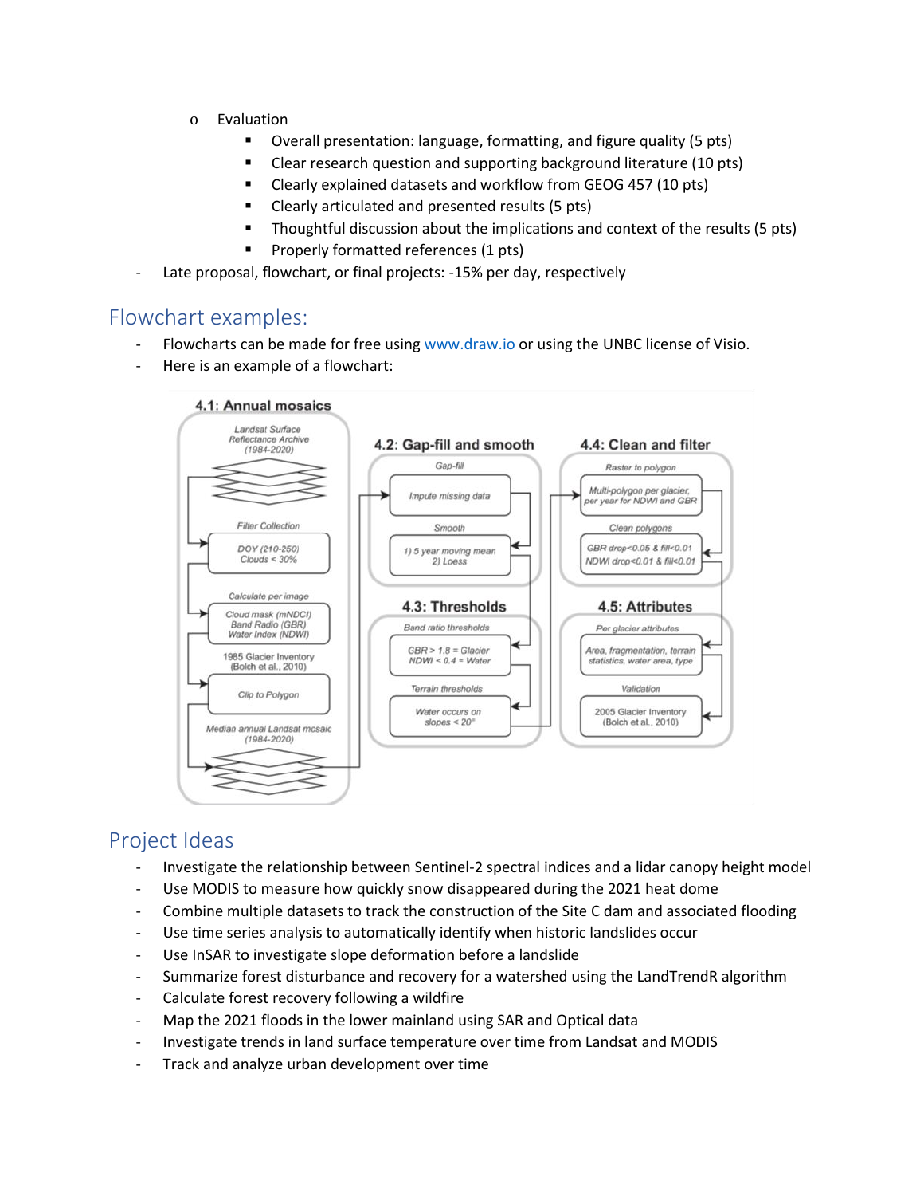- Evaluation
  - Overall presentation: language, formatting, and figure quality (5 pts)
  - Clear research question and supporting background literature (10 pts)
  - Clearly explained datasets and workflow from GEOG 457 (10 pts)
  - Clearly articulated and presented results (5 pts)
  - Thoughtful discussion about the implications and context of the results (5 pts)
  - Properly formatted references (1 pts)
- Late proposal, flowchart, or final projects: -15% per day, respectively

## Flowchart examples:

- Flowcharts can be made for free using [www.draw.io](www.draw.io) or using the UNBC license of Visio.
- Here is an example of a flowchart:

4.1: Annual mosaics

Landsat Surface Reflectance Archive (1984-2020)

Filter Collection

DOY (210-250)
Clouds < 30%

Calculate per image

Cloud mask (mNDCI)
Band Radio (GBR)
Water Index (NDWI)

1985 Glacier Inventory (Bolch et al., 2010)

Clip to Polygon

Median annual Landsat mosaic (1984-2020)

4.2: Gap-fill and smooth

Gap-fill

Impute missing data

Smooth

1) 5 year moving mean
2) Loess

4.3: Thresholds

Band ratio thresholds

GBR > 1.8 = Glacier
NDWI < 0.4 = Water

Terrain thresholds

Water occurs on slopes < 20°

4.4: Clean and filter

Raster to polygon

Multi-polygon per glacier, per year for NDWI and GBR

Clean polygons

GBR drop<0.05 & fill<0.01
NDWI drop<0.01 & fill<0.01

4.5: Attributes

Per glacier attributes

Area, fragmentation, terrain statistics, water area, type

Validation

2005 Glacier Inventory (Bolch et al., 2010)

## Project Ideas

- Investigate the relationship between Sentinel-2 spectral indices and a lidar canopy height model
- Use MODIS to measure how quickly snow disappeared during the 2021 heat dome
- Combine multiple datasets to track the construction of the Site C dam and associated flooding
- Use time series analysis to automatically identify when historic landslides occur
- Use InSAR to investigate slope deformation before a landslide
- Summarize forest disturbance and recovery for a watershed using the LandTrendR algorithm
- Calculate forest recovery following a wildfire
- Map the 2021 floods in the lower mainland using SAR and Optical data
- Investigate trends in land surface temperature over time from Landsat and MODIS
- Track and analyze urban development over time